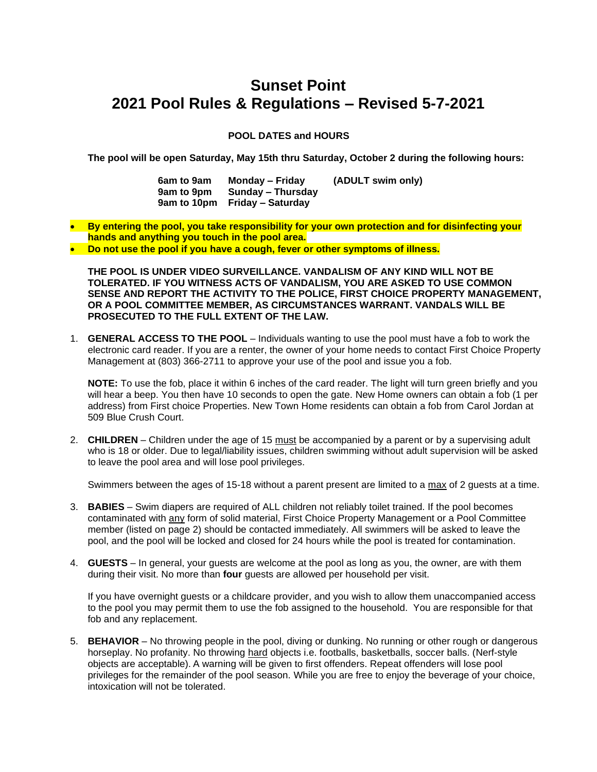# Sunset Point
# 2021 Pool Rules & Regulations – Revised 5-7-2021

**POOL DATES and HOURS**

**The pool will be open Saturday, May 15th thru Saturday, October 2 during the following hours:**

| | | |
|---|---|---|
| **6am to 9am** | **Monday – Friday** | **(ADULT swim only)** |
| **9am to 9pm** | **Sunday – Thursday** | |
| **9am to 10pm** | **Friday – Saturday** | |

- **By entering the pool, you take responsibility for your own protection and for disinfecting your hands and anything you touch in the pool area.**
- **Do not use the pool if you have a cough, fever or other symptoms of illness.**

**THE POOL IS UNDER VIDEO SURVEILLANCE. VANDALISM OF ANY KIND WILL NOT BE TOLERATED. IF YOU WITNESS ACTS OF VANDALISM, YOU ARE ASKED TO USE COMMON SENSE AND REPORT THE ACTIVITY TO THE POLICE, FIRST CHOICE PROPERTY MANAGEMENT, OR A POOL COMMITTEE MEMBER, AS CIRCUMSTANCES WARRANT. VANDALS WILL BE PROSECUTED TO THE FULL EXTENT OF THE LAW.**

1. **GENERAL ACCESS TO THE POOL** – Individuals wanting to use the pool must have a fob to work the electronic card reader. If you are a renter, the owner of your home needs to contact First Choice Property Management at (803) 366-2711 to approve your use of the pool and issue you a fob.

   **NOTE:** To use the fob, place it within 6 inches of the card reader. The light will turn green briefly and you will hear a beep. You then have 10 seconds to open the gate. New Home owners can obtain a fob (1 per address) from First choice Properties. New Town Home residents can obtain a fob from Carol Jordan at 509 Blue Crush Court.

2. **CHILDREN** – Children under the age of 15 must be accompanied by a parent or by a supervising adult who is 18 or older. Due to legal/liability issues, children swimming without adult supervision will be asked to leave the pool area and will lose pool privileges.

   Swimmers between the ages of 15-18 without a parent present are limited to a max of 2 guests at a time.

3. **BABIES** – Swim diapers are required of ALL children not reliably toilet trained. If the pool becomes contaminated with any form of solid material, First Choice Property Management or a Pool Committee member (listed on page 2) should be contacted immediately. All swimmers will be asked to leave the pool, and the pool will be locked and closed for 24 hours while the pool is treated for contamination.

4. **GUESTS** – In general, your guests are welcome at the pool as long as you, the owner, are with them during their visit. No more than **four** guests are allowed per household per visit.

   If you have overnight guests or a childcare provider, and you wish to allow them unaccompanied access to the pool you may permit them to use the fob assigned to the household. You are responsible for that fob and any replacement.

5. **BEHAVIOR** – No throwing people in the pool, diving or dunking. No running or other rough or dangerous horseplay. No profanity. No throwing hard objects i.e. footballs, basketballs, soccer balls. (Nerf-style objects are acceptable). A warning will be given to first offenders. Repeat offenders will lose pool privileges for the remainder of the pool season. While you are free to enjoy the beverage of your choice, intoxication will not be tolerated.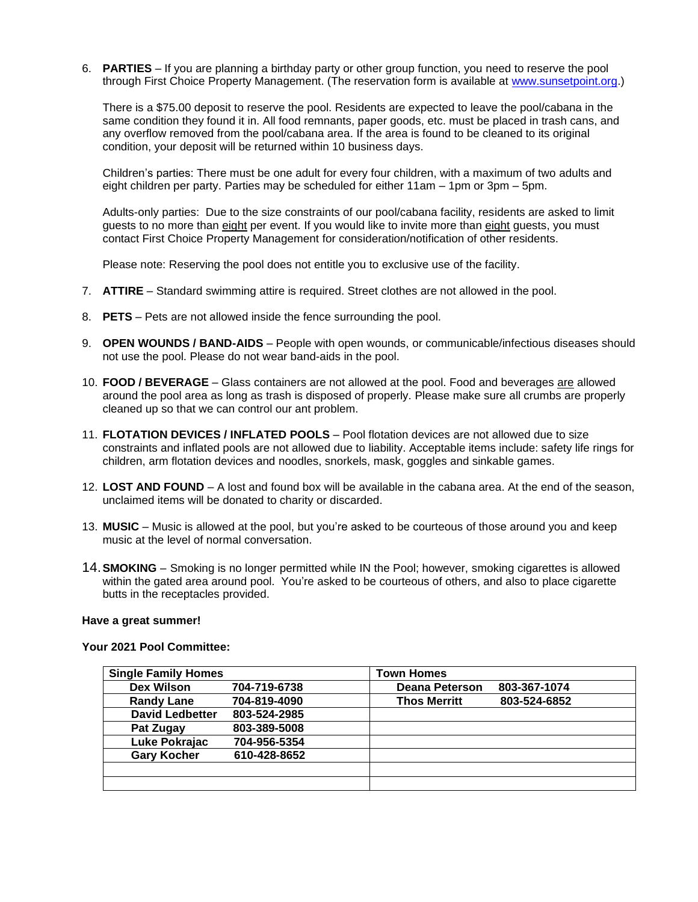6. **PARTIES** – If you are planning a birthday party or other group function, you need to reserve the pool through First Choice Property Management. (The reservation form is available at www.sunsetpoint.org.)

   There is a $75.00 deposit to reserve the pool. Residents are expected to leave the pool/cabana in the same condition they found it in. All food remnants, paper goods, etc. must be placed in trash cans, and any overflow removed from the pool/cabana area. If the area is found to be cleaned to its original condition, your deposit will be returned within 10 business days.

   Children's parties: There must be one adult for every four children, with a maximum of two adults and eight children per party. Parties may be scheduled for either 11am – 1pm or 3pm – 5pm.

   Adults-only parties: Due to the size constraints of our pool/cabana facility, residents are asked to limit guests to no more than eight per event. If you would like to invite more than eight guests, you must contact First Choice Property Management for consideration/notification of other residents.

   Please note: Reserving the pool does not entitle you to exclusive use of the facility.

7. **ATTIRE** – Standard swimming attire is required. Street clothes are not allowed in the pool.

8. **PETS** – Pets are not allowed inside the fence surrounding the pool.

9. **OPEN WOUNDS / BAND-AIDS** – People with open wounds, or communicable/infectious diseases should not use the pool. Please do not wear band-aids in the pool.

10. **FOOD / BEVERAGE** – Glass containers are not allowed at the pool. Food and beverages are allowed around the pool area as long as trash is disposed of properly. Please make sure all crumbs are properly cleaned up so that we can control our ant problem.

11. **FLOTATION DEVICES / INFLATED POOLS** – Pool flotation devices are not allowed due to size constraints and inflated pools are not allowed due to liability. Acceptable items include: safety life rings for children, arm flotation devices and noodles, snorkels, mask, goggles and sinkable games.

12. **LOST AND FOUND** – A lost and found box will be available in the cabana area. At the end of the season, unclaimed items will be donated to charity or discarded.

13. **MUSIC** – Music is allowed at the pool, but you're asked to be courteous of those around you and keep music at the level of normal conversation.

14. **SMOKING** – Smoking is no longer permitted while IN the Pool; however, smoking cigarettes is allowed within the gated area around pool. You're asked to be courteous of others, and also to place cigarette butts in the receptacles provided.

**Have a great summer!**

**Your 2021 Pool Committee:**

| Single Family Homes | | Town Homes | |
|---|---|---|---|
| Dex Wilson | 704-719-6738 | Deana Peterson | 803-367-1074 |
| Randy Lane | 704-819-4090 | Thos Merritt | 803-524-6852 |
| David Ledbetter | 803-524-2985 | | |
| Pat Zugay | 803-389-5008 | | |
| Luke Pokrajac | 704-956-5354 | | |
| Gary Kocher | 610-428-8652 | | |
| | | | |
| | | | |